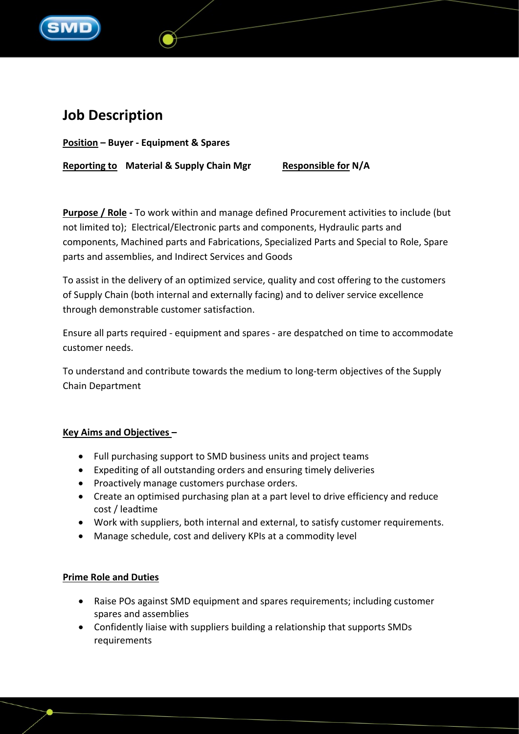# Job Description

**Position – Buyer - Equipment & Spares**

**Reporting to Material & Supply Chain Mgr** **Responsible for N/A**

**Purpose / Role -** To work within and manage defined Procurement activities to include (but not limited to); Electrical/Electronic parts and components, Hydraulic parts and components, Machined parts and Fabrications, Specialized Parts and Special to Role, Spare parts and assemblies, and Indirect Services and Goods

To assist in the delivery of an optimized service, quality and cost offering to the customers of Supply Chain (both internal and externally facing) and to deliver service excellence through demonstrable customer satisfaction.

Ensure all parts required - equipment and spares - are despatched on time to accommodate customer needs.

To understand and contribute towards the medium to long-term objectives of the Supply Chain Department

**Key Aims and Objectives –**

- Full purchasing support to SMD business units and project teams
- Expediting of all outstanding orders and ensuring timely deliveries
- Proactively manage customers purchase orders.
- Create an optimised purchasing plan at a part level to drive efficiency and reduce cost / leadtime
- Work with suppliers, both internal and external, to satisfy customer requirements.
- Manage schedule, cost and delivery KPIs at a commodity level

**Prime Role and Duties**

- Raise POs against SMD equipment and spares requirements; including customer spares and assemblies
- Confidently liaise with suppliers building a relationship that supports SMDs requirements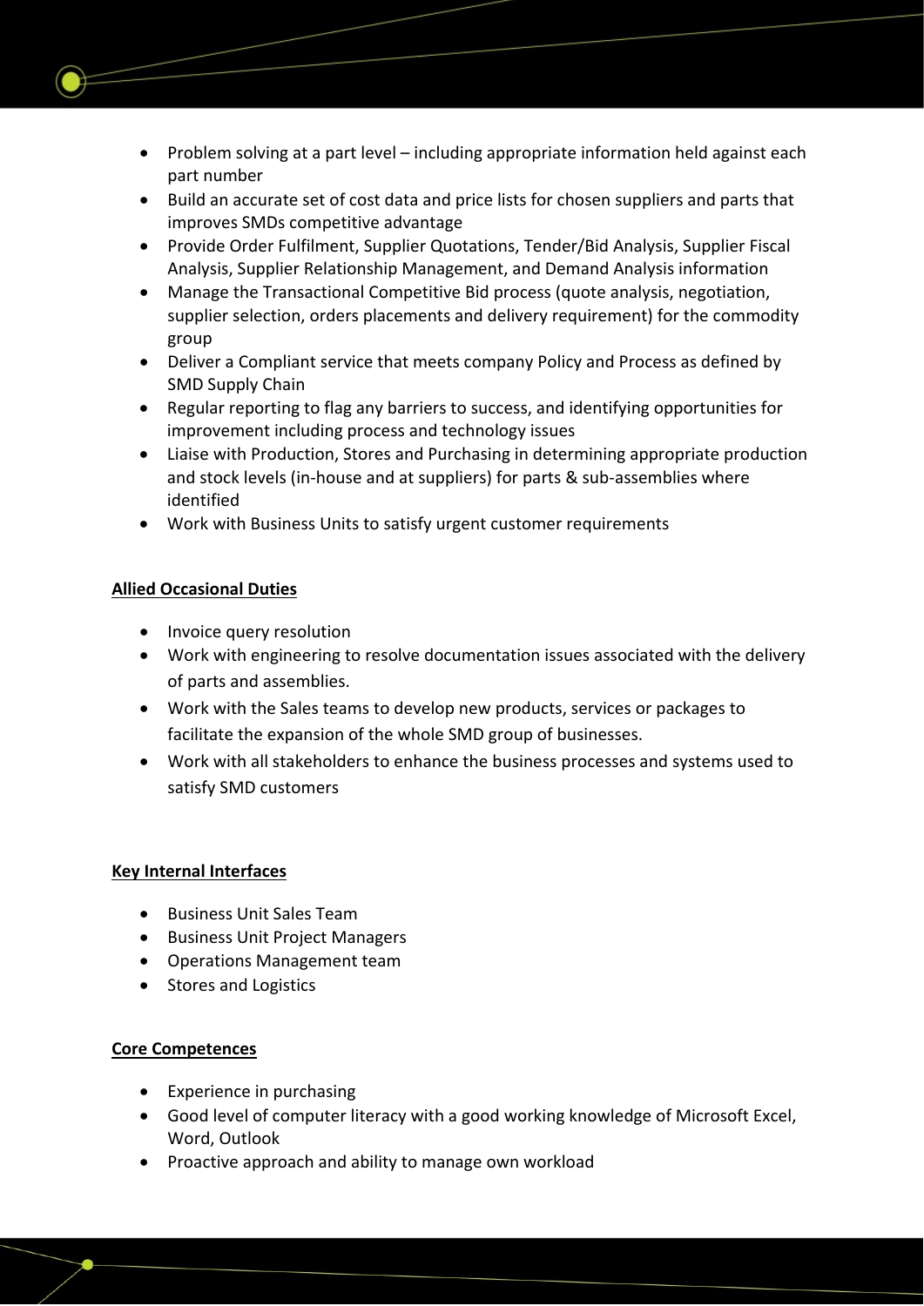- Problem solving at a part level – including appropriate information held against each part number
- Build an accurate set of cost data and price lists for chosen suppliers and parts that improves SMDs competitive advantage
- Provide Order Fulfilment, Supplier Quotations, Tender/Bid Analysis, Supplier Fiscal Analysis, Supplier Relationship Management, and Demand Analysis information
- Manage the Transactional Competitive Bid process (quote analysis, negotiation, supplier selection, orders placements and delivery requirement) for the commodity group
- Deliver a Compliant service that meets company Policy and Process as defined by SMD Supply Chain
- Regular reporting to flag any barriers to success, and identifying opportunities for improvement including process and technology issues
- Liaise with Production, Stores and Purchasing in determining appropriate production and stock levels (in-house and at suppliers) for parts & sub-assemblies where identified
- Work with Business Units to satisfy urgent customer requirements

**Allied Occasional Duties**

- Invoice query resolution
- Work with engineering to resolve documentation issues associated with the delivery of parts and assemblies.
- Work with the Sales teams to develop new products, services or packages to facilitate the expansion of the whole SMD group of businesses.
- Work with all stakeholders to enhance the business processes and systems used to satisfy SMD customers

**Key Internal Interfaces**

- Business Unit Sales Team
- Business Unit Project Managers
- Operations Management team
- Stores and Logistics

**Core Competences**

- Experience in purchasing
- Good level of computer literacy with a good working knowledge of Microsoft Excel, Word, Outlook
- Proactive approach and ability to manage own workload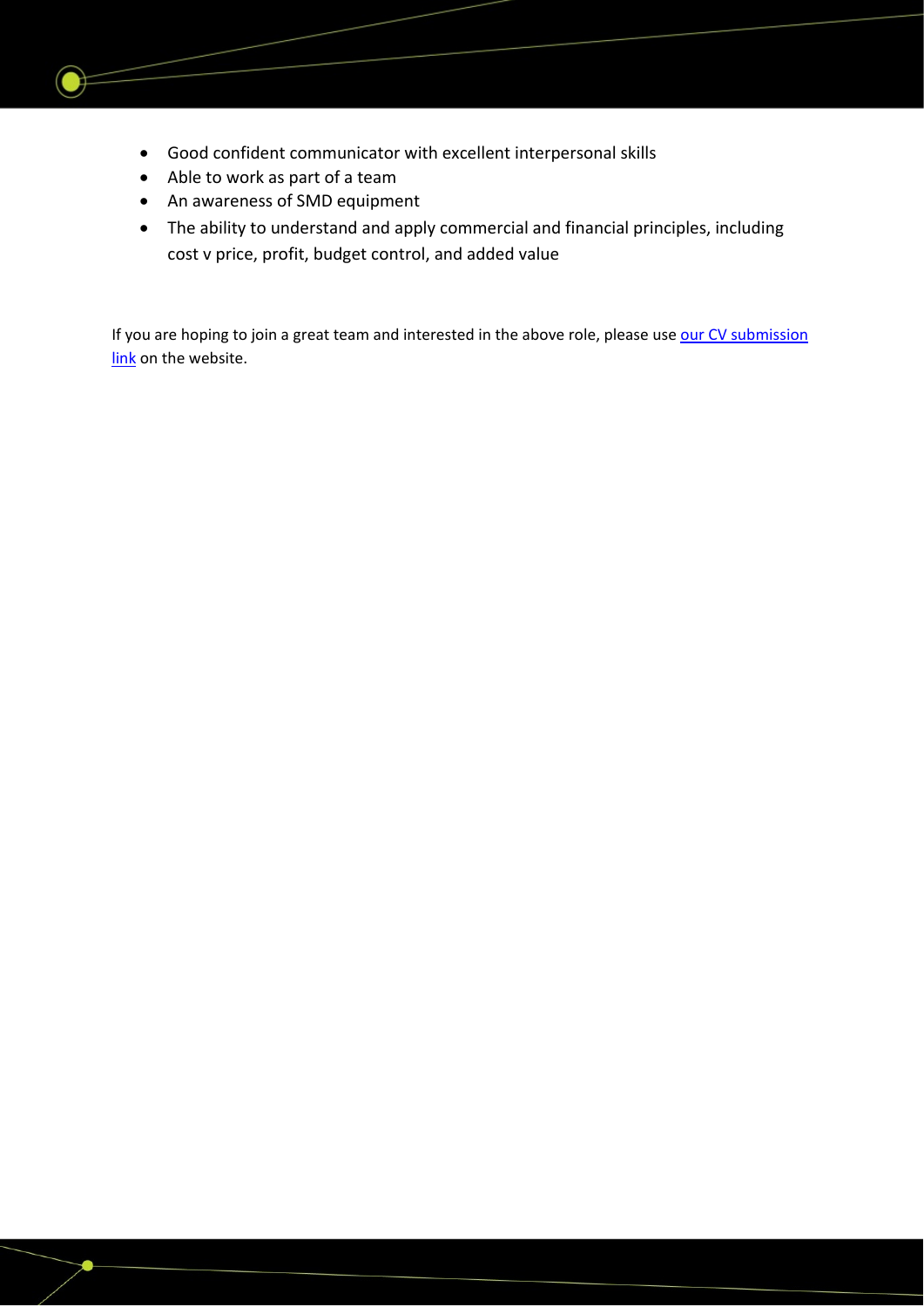- Good confident communicator with excellent interpersonal skills
- Able to work as part of a team
- An awareness of SMD equipment
- The ability to understand and apply commercial and financial principles, including cost v price, profit, budget control, and added value

If you are hoping to join a great team and interested in the above role, please use our CV submission link on the website.